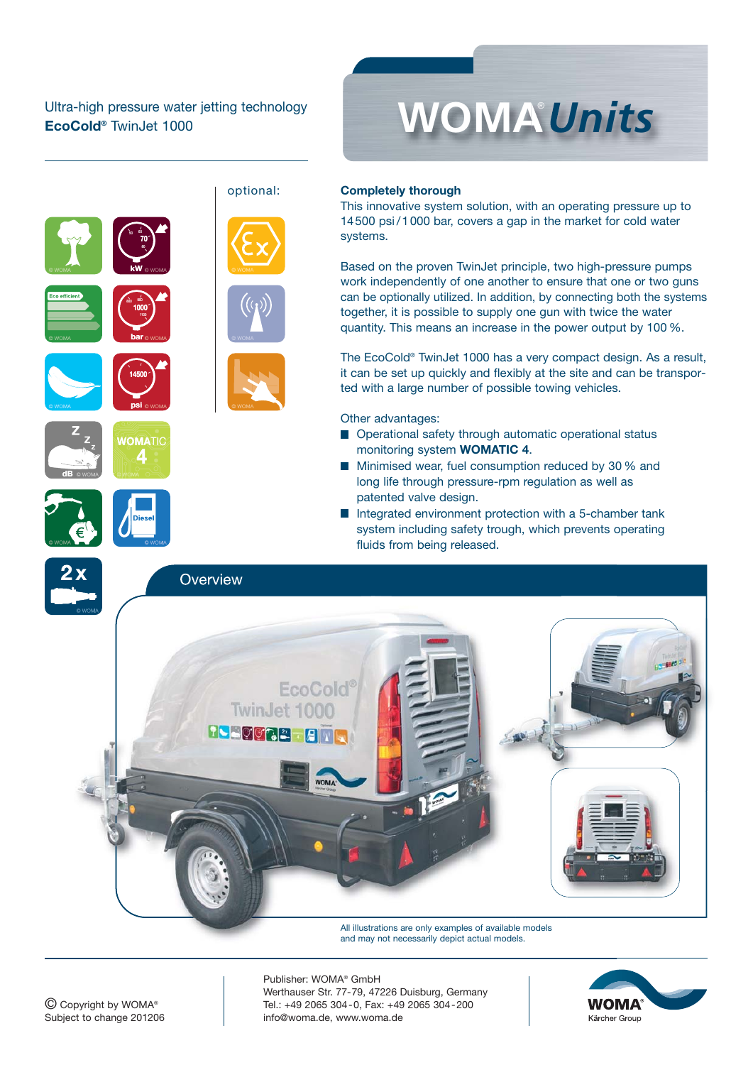Ultra-high pressure water jetting technology
**EcoCold® TwinJet 1000**

# WOMA® *Units*

optional:

### Completely thorough

This innovative system solution, with an operating pressure up to 14 500 psi / 1 000 bar, covers a gap in the market for cold water systems.

Based on the proven TwinJet principle, two high-pressure pumps work independently of one another to ensure that one or two guns can be optionally utilized. In addition, by connecting both the systems together, it is possible to supply one gun with twice the water quantity. This means an increase in the power output by 100 %.

The EcoCold® TwinJet 1000 has a very compact design. As a result, it can be set up quickly and flexibly at the site and can be transported with a large number of possible towing vehicles.

Other advantages:

- Operational safety through automatic operational status monitoring system **WOMATIC 4**.
- Minimised wear, fuel consumption reduced by 30 % and long life through pressure-rpm regulation as well as patented valve design.
- Integrated environment protection with a 5-chamber tank system including safety trough, which prevents operating fluids from being released.

## Overview

All illustrations are only examples of available models and may not necessarily depict actual models.

© Copyright by WOMA®
Subject to change 201206

Publisher: WOMA® GmbH
Werthauser Str. 77-79, 47226 Duisburg, Germany
Tel.: +49 2065 304-0, Fax: +49 2065 304-200
info@woma.de, www.woma.de

WOMA® Kärcher Group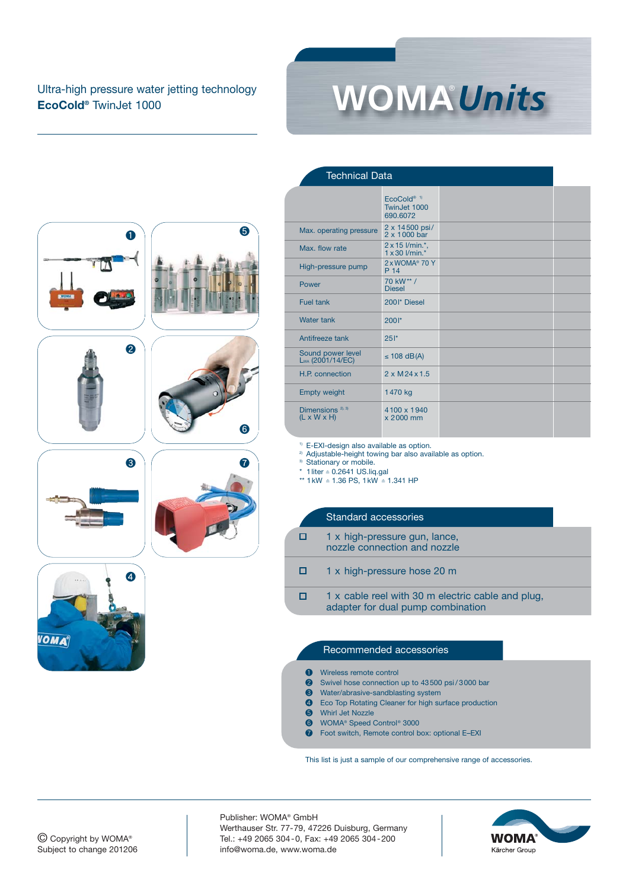Ultra-high pressure water jetting technology
**EcoCold®** TwinJet 1000

# WOMA® *Units*

## Technical Data

| | EcoCold® [1] TwinJet 1000 690.6072 |
|---|---|
| Max. operating pressure | 2 x 14 500 psi / 2 x 1 000 bar |
| Max. flow rate | 2 x 15 l/min.*, 1 x 30 l/min.* |
| High-pressure pump | 2 x WOMA® 70 Y P 14 |
| Power | 70 kW** / Diesel |
| Fuel tank | 200 l* Diesel |
| Water tank | 200 l* |
| Antifreeze tank | 25 l* |
| Sound power level $L_{WA}$ (2001/14/EC) | ≤ 108 dB(A) |
| H.P. connection | 2 x M 24 x 1.5 |
| Empty weight | 1 470 kg |
| Dimensions [2, 3] (L x W x H) | 4 100 x 1 940 x 2 000 mm |

[1] E-EXI-design also available as option.
[2] Adjustable-height towing bar also available as option.
[3] Stationary or mobile.
\* 1 liter ≙ 0.2641 US.liq.gal
\*\* 1 kW ≙ 1.36 PS, 1 kW ≙ 1.341 HP

## Standard accessories

- 1 x high-pressure gun, lance, nozzle connection and nozzle
- 1 x high-pressure hose 20 m
- 1 x cable reel with 30 m electric cable and plug, adapter for dual pump combination

## Recommended accessories

1. Wireless remote control
2. Swivel hose connection up to 43 500 psi / 3 000 bar
3. Water/abrasive-sandblasting system
4. Eco Top Rotating Cleaner for high surface production
5. Whirl Jet Nozzle
6. WOMA® Speed Control® 3000
7. Foot switch, Remote control box: optional E–EXI

This list is just a sample of our comprehensive range of accessories.

© Copyright by WOMA®
Subject to change 201206

Publisher: WOMA® GmbH
Werthauser Str. 77-79, 47226 Duisburg, Germany
Tel.: +49 2065 304 - 0, Fax: +49 2065 304 - 200
info@woma.de, www.woma.de

WOMA® Kärcher Group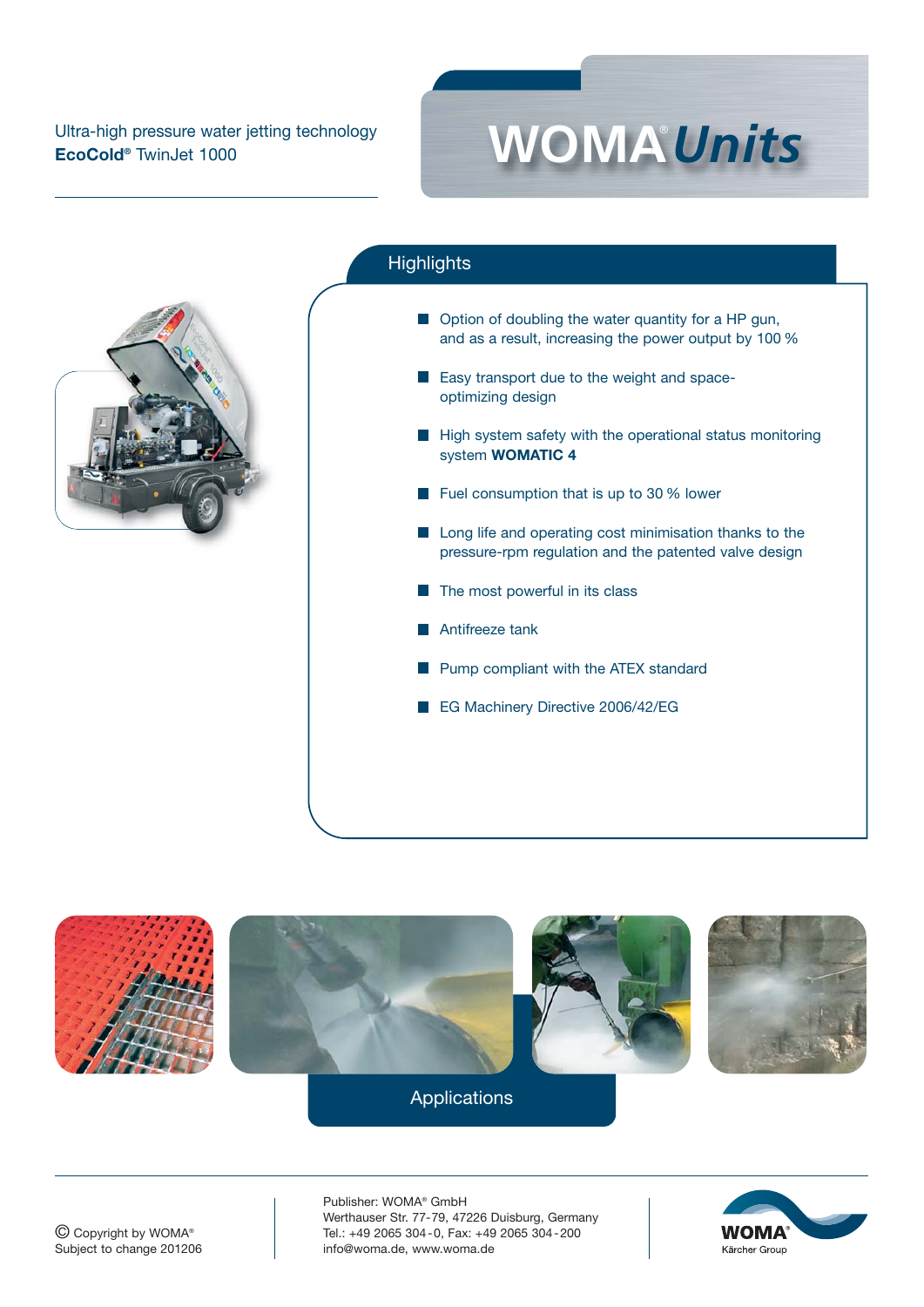Ultra-high pressure water jetting technology
**EcoCold®** TwinJet 1000

# WOMA® Units

## Highlights

- Option of doubling the water quantity for a HP gun, and as a result, increasing the power output by 100 %
- Easy transport due to the weight and space-optimizing design
- High system safety with the operational status monitoring system **WOMATIC 4**
- Fuel consumption that is up to 30 % lower
- Long life and operating cost minimisation thanks to the pressure-rpm regulation and the patented valve design
- The most powerful in its class
- Antifreeze tank
- Pump compliant with the ATEX standard
- EG Machinery Directive 2006/42/EG

## Applications

© Copyright by WOMA®
Subject to change 201206

Publisher: WOMA® GmbH
Werthauser Str. 77-79, 47226 Duisburg, Germany
Tel.: +49 2065 304-0, Fax: +49 2065 304-200
info@woma.de, www.woma.de

WOMA® Kärcher Group